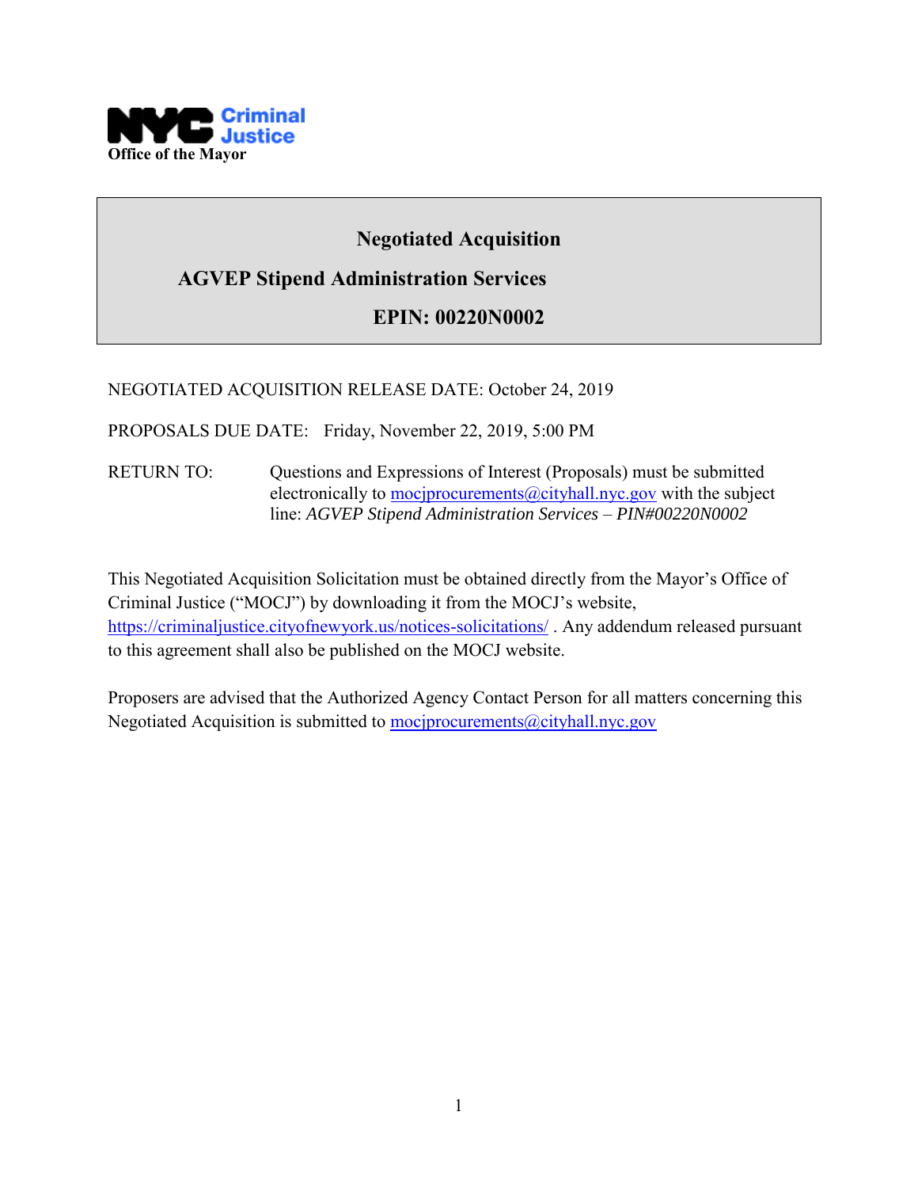NYC Criminal Justice
Office of the Mayor

# Negotiated Acquisition

## AGVEP Stipend Administration Services

## EPIN: 00220N0002

NEGOTIATED ACQUISITION RELEASE DATE: October 24, 2019

PROPOSALS DUE DATE: Friday, November 22, 2019, 5:00 PM

RETURN TO: Questions and Expressions of Interest (Proposals) must be submitted electronically to mocjprocurements@cityhall.nyc.gov with the subject line: *AGVEP Stipend Administration Services – PIN#00220N0002*

This Negotiated Acquisition Solicitation must be obtained directly from the Mayor's Office of Criminal Justice ("MOCJ") by downloading it from the MOCJ's website, https://criminaljustice.cityofnewyork.us/notices-solicitations/ . Any addendum released pursuant to this agreement shall also be published on the MOCJ website.

Proposers are advised that the Authorized Agency Contact Person for all matters concerning this Negotiated Acquisition is submitted to mocjprocurements@cityhall.nyc.gov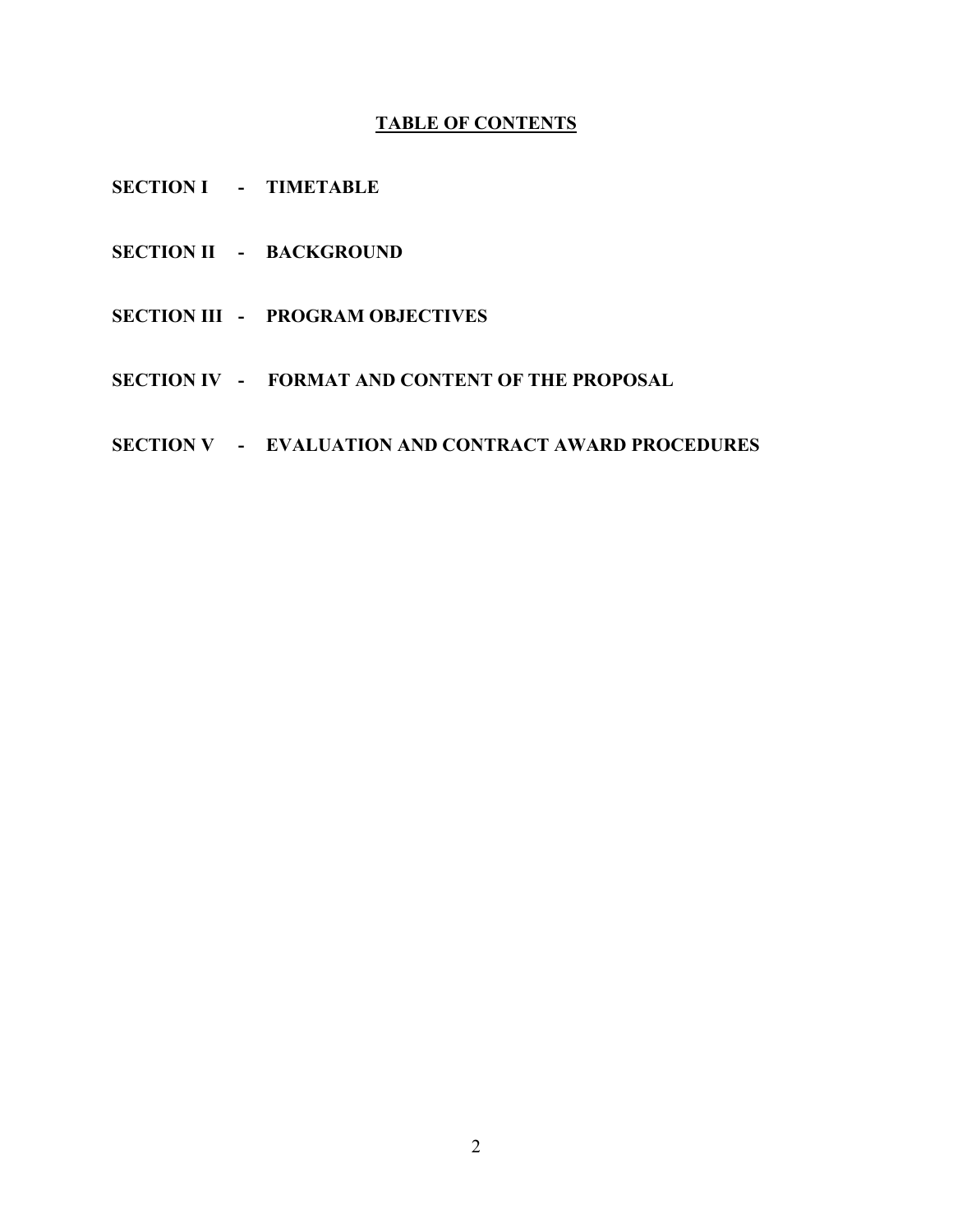# TABLE OF CONTENTS

**SECTION I - TIMETABLE**

**SECTION II - BACKGROUND**

**SECTION III - PROGRAM OBJECTIVES**

**SECTION IV - FORMAT AND CONTENT OF THE PROPOSAL**

**SECTION V - EVALUATION AND CONTRACT AWARD PROCEDURES**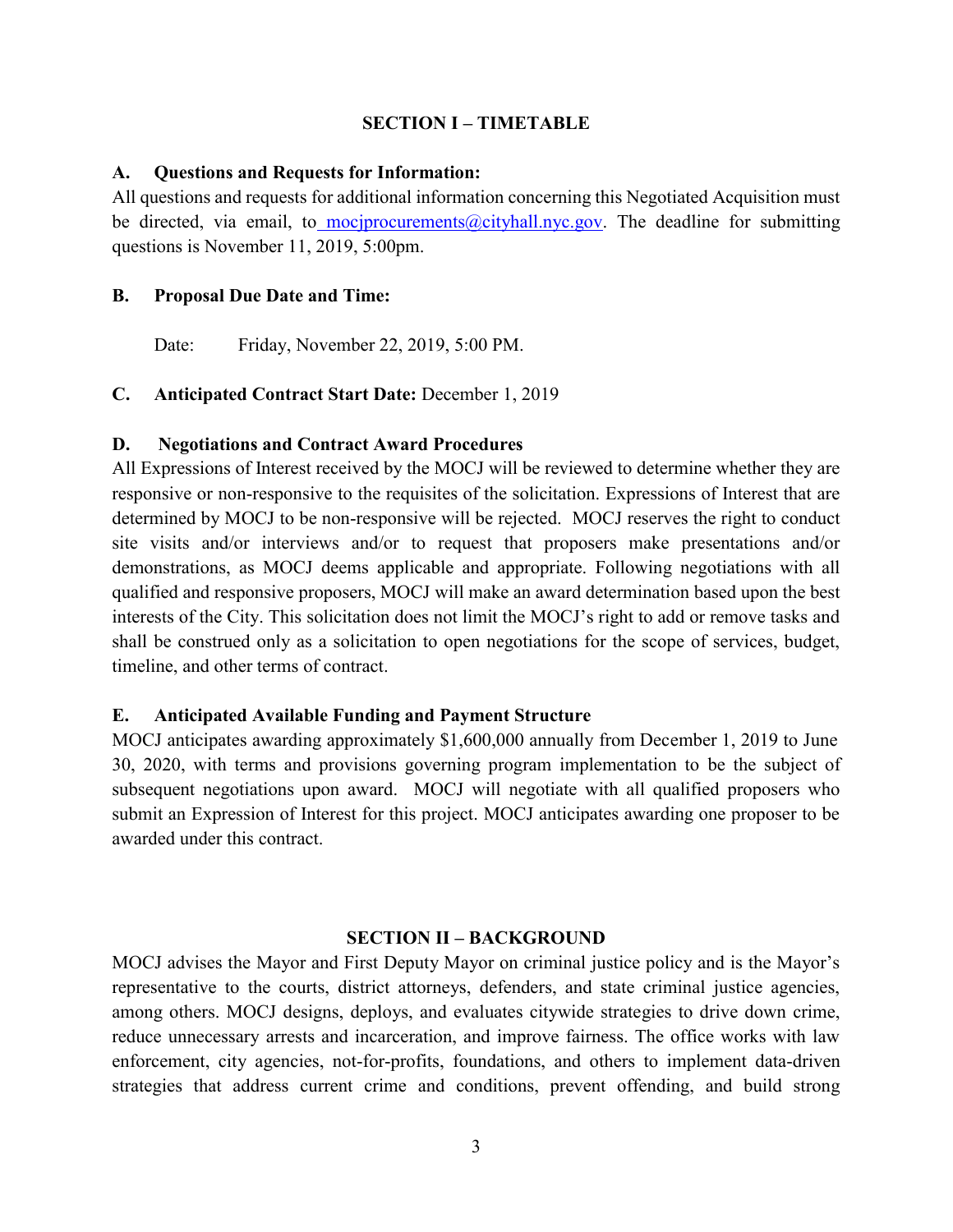## SECTION I – TIMETABLE

### A. Questions and Requests for Information:

All questions and requests for additional information concerning this Negotiated Acquisition must be directed, via email, to mocjprocurements@cityhall.nyc.gov. The deadline for submitting questions is November 11, 2019, 5:00pm.

### B. Proposal Due Date and Time:

Date: Friday, November 22, 2019, 5:00 PM.

### C. Anticipated Contract Start Date: December 1, 2019

### D. Negotiations and Contract Award Procedures

All Expressions of Interest received by the MOCJ will be reviewed to determine whether they are responsive or non-responsive to the requisites of the solicitation. Expressions of Interest that are determined by MOCJ to be non-responsive will be rejected. MOCJ reserves the right to conduct site visits and/or interviews and/or to request that proposers make presentations and/or demonstrations, as MOCJ deems applicable and appropriate. Following negotiations with all qualified and responsive proposers, MOCJ will make an award determination based upon the best interests of the City. This solicitation does not limit the MOCJ's right to add or remove tasks and shall be construed only as a solicitation to open negotiations for the scope of services, budget, timeline, and other terms of contract.

### E. Anticipated Available Funding and Payment Structure

MOCJ anticipates awarding approximately $1,600,000 annually from December 1, 2019 to June 30, 2020, with terms and provisions governing program implementation to be the subject of subsequent negotiations upon award. MOCJ will negotiate with all qualified proposers who submit an Expression of Interest for this project. MOCJ anticipates awarding one proposer to be awarded under this contract.

## SECTION II – BACKGROUND

MOCJ advises the Mayor and First Deputy Mayor on criminal justice policy and is the Mayor's representative to the courts, district attorneys, defenders, and state criminal justice agencies, among others. MOCJ designs, deploys, and evaluates citywide strategies to drive down crime, reduce unnecessary arrests and incarceration, and improve fairness. The office works with law enforcement, city agencies, not-for-profits, foundations, and others to implement data-driven strategies that address current crime and conditions, prevent offending, and build strong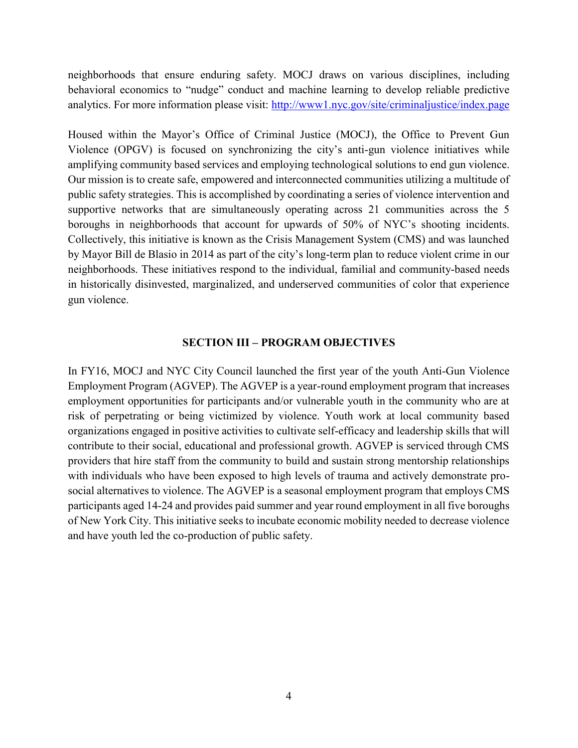neighborhoods that ensure enduring safety. MOCJ draws on various disciplines, including behavioral economics to "nudge" conduct and machine learning to develop reliable predictive analytics. For more information please visit: http://www1.nyc.gov/site/criminaljustice/index.page

Housed within the Mayor's Office of Criminal Justice (MOCJ), the Office to Prevent Gun Violence (OPGV) is focused on synchronizing the city's anti-gun violence initiatives while amplifying community based services and employing technological solutions to end gun violence. Our mission is to create safe, empowered and interconnected communities utilizing a multitude of public safety strategies. This is accomplished by coordinating a series of violence intervention and supportive networks that are simultaneously operating across 21 communities across the 5 boroughs in neighborhoods that account for upwards of 50% of NYC's shooting incidents. Collectively, this initiative is known as the Crisis Management System (CMS) and was launched by Mayor Bill de Blasio in 2014 as part of the city's long-term plan to reduce violent crime in our neighborhoods. These initiatives respond to the individual, familial and community-based needs in historically disinvested, marginalized, and underserved communities of color that experience gun violence.

## SECTION III – PROGRAM OBJECTIVES

In FY16, MOCJ and NYC City Council launched the first year of the youth Anti-Gun Violence Employment Program (AGVEP). The AGVEP is a year-round employment program that increases employment opportunities for participants and/or vulnerable youth in the community who are at risk of perpetrating or being victimized by violence. Youth work at local community based organizations engaged in positive activities to cultivate self-efficacy and leadership skills that will contribute to their social, educational and professional growth. AGVEP is serviced through CMS providers that hire staff from the community to build and sustain strong mentorship relationships with individuals who have been exposed to high levels of trauma and actively demonstrate pro-social alternatives to violence. The AGVEP is a seasonal employment program that employs CMS participants aged 14-24 and provides paid summer and year round employment in all five boroughs of New York City. This initiative seeks to incubate economic mobility needed to decrease violence and have youth led the co-production of public safety.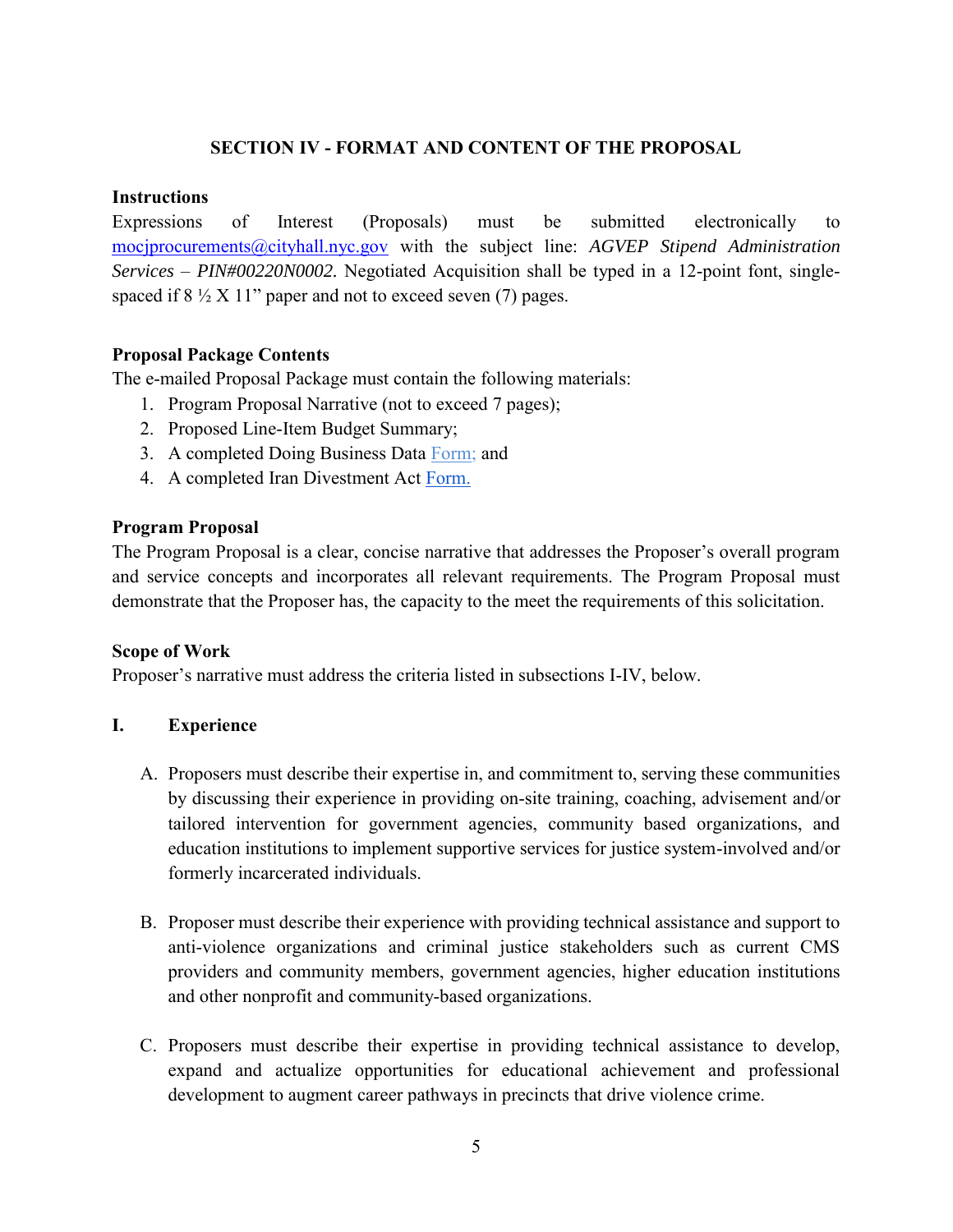## SECTION IV - FORMAT AND CONTENT OF THE PROPOSAL

**Instructions**

Expressions of Interest (Proposals) must be submitted electronically to mocjprocurements@cityhall.nyc.gov with the subject line: *AGVEP Stipend Administration Services – PIN#00220N0002.* Negotiated Acquisition shall be typed in a 12-point font, single-spaced if 8 ½ X 11" paper and not to exceed seven (7) pages.

**Proposal Package Contents**

The e-mailed Proposal Package must contain the following materials:

1. Program Proposal Narrative (not to exceed 7 pages);
2. Proposed Line-Item Budget Summary;
3. A completed Doing Business Data Form; and
4. A completed Iran Divestment Act Form.

**Program Proposal**

The Program Proposal is a clear, concise narrative that addresses the Proposer's overall program and service concepts and incorporates all relevant requirements. The Program Proposal must demonstrate that the Proposer has, the capacity to the meet the requirements of this solicitation.

**Scope of Work**

Proposer's narrative must address the criteria listed in subsections I-IV, below.

**I. Experience**

A. Proposers must describe their expertise in, and commitment to, serving these communities by discussing their experience in providing on-site training, coaching, advisement and/or tailored intervention for government agencies, community based organizations, and education institutions to implement supportive services for justice system-involved and/or formerly incarcerated individuals.

B. Proposer must describe their experience with providing technical assistance and support to anti-violence organizations and criminal justice stakeholders such as current CMS providers and community members, government agencies, higher education institutions and other nonprofit and community-based organizations.

C. Proposers must describe their expertise in providing technical assistance to develop, expand and actualize opportunities for educational achievement and professional development to augment career pathways in precincts that drive violence crime.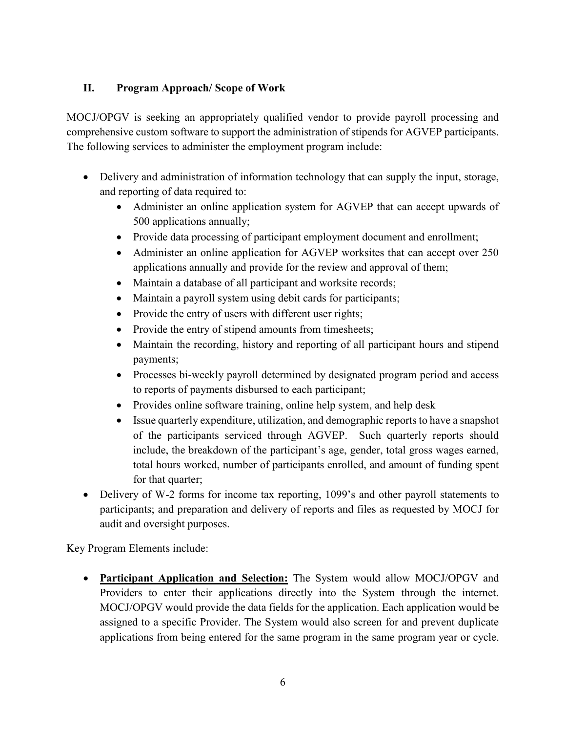## II. Program Approach/ Scope of Work

MOCJ/OPGV is seeking an appropriately qualified vendor to provide payroll processing and comprehensive custom software to support the administration of stipends for AGVEP participants. The following services to administer the employment program include:

- Delivery and administration of information technology that can supply the input, storage, and reporting of data required to:
  - Administer an online application system for AGVEP that can accept upwards of 500 applications annually;
  - Provide data processing of participant employment document and enrollment;
  - Administer an online application for AGVEP worksites that can accept over 250 applications annually and provide for the review and approval of them;
  - Maintain a database of all participant and worksite records;
  - Maintain a payroll system using debit cards for participants;
  - Provide the entry of users with different user rights;
  - Provide the entry of stipend amounts from timesheets;
  - Maintain the recording, history and reporting of all participant hours and stipend payments;
  - Processes bi-weekly payroll determined by designated program period and access to reports of payments disbursed to each participant;
  - Provides online software training, online help system, and help desk
  - Issue quarterly expenditure, utilization, and demographic reports to have a snapshot of the participants serviced through AGVEP. Such quarterly reports should include, the breakdown of the participant's age, gender, total gross wages earned, total hours worked, number of participants enrolled, and amount of funding spent for that quarter;
- Delivery of W-2 forms for income tax reporting, 1099's and other payroll statements to participants; and preparation and delivery of reports and files as requested by MOCJ for audit and oversight purposes.

Key Program Elements include:

- **Participant Application and Selection:** The System would allow MOCJ/OPGV and Providers to enter their applications directly into the System through the internet. MOCJ/OPGV would provide the data fields for the application. Each application would be assigned to a specific Provider. The System would also screen for and prevent duplicate applications from being entered for the same program in the same program year or cycle.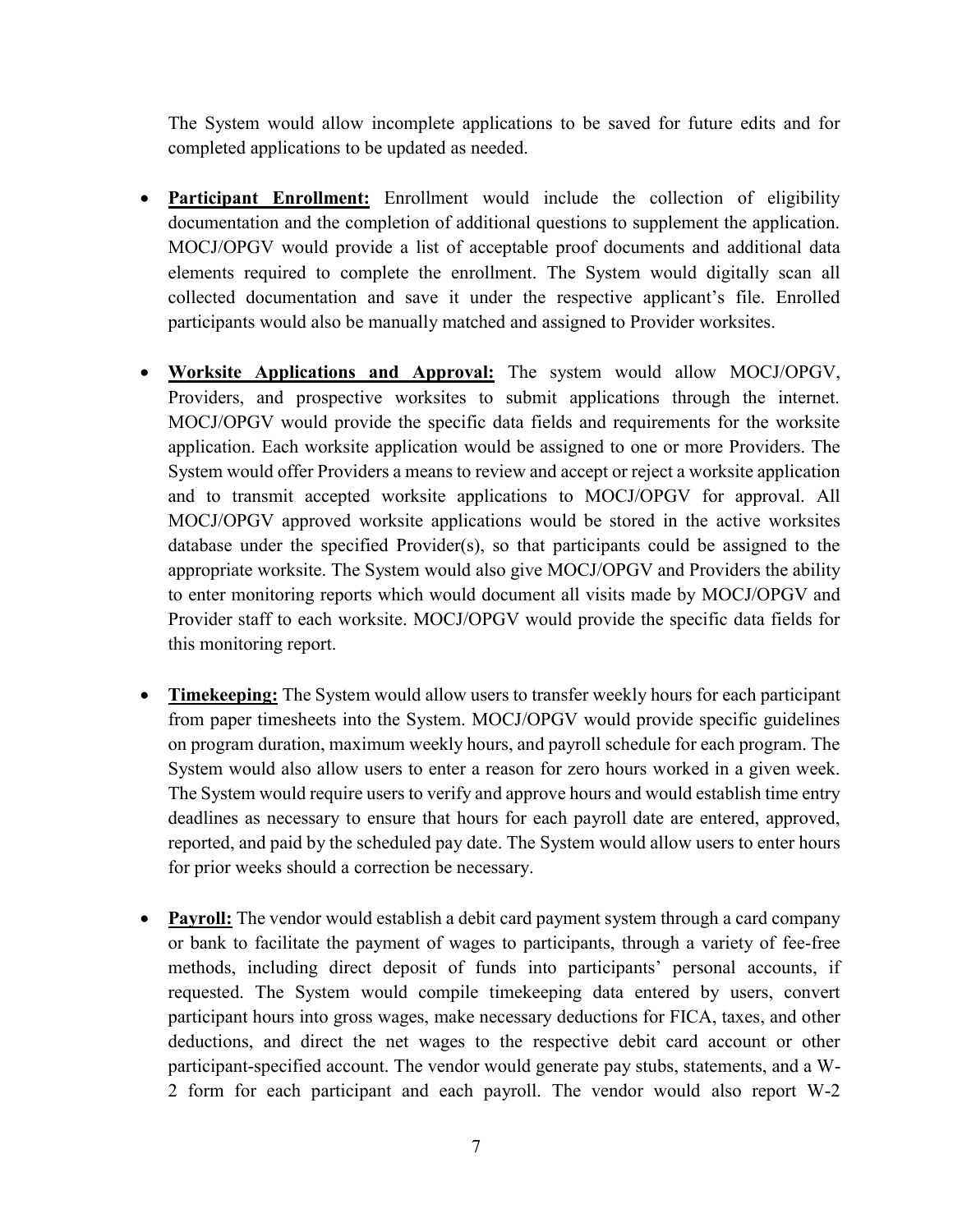The System would allow incomplete applications to be saved for future edits and for completed applications to be updated as needed.

- **Participant Enrollment:** Enrollment would include the collection of eligibility documentation and the completion of additional questions to supplement the application. MOCJ/OPGV would provide a list of acceptable proof documents and additional data elements required to complete the enrollment. The System would digitally scan all collected documentation and save it under the respective applicant's file. Enrolled participants would also be manually matched and assigned to Provider worksites.

- **Worksite Applications and Approval:** The system would allow MOCJ/OPGV, Providers, and prospective worksites to submit applications through the internet. MOCJ/OPGV would provide the specific data fields and requirements for the worksite application. Each worksite application would be assigned to one or more Providers. The System would offer Providers a means to review and accept or reject a worksite application and to transmit accepted worksite applications to MOCJ/OPGV for approval. All MOCJ/OPGV approved worksite applications would be stored in the active worksites database under the specified Provider(s), so that participants could be assigned to the appropriate worksite. The System would also give MOCJ/OPGV and Providers the ability to enter monitoring reports which would document all visits made by MOCJ/OPGV and Provider staff to each worksite. MOCJ/OPGV would provide the specific data fields for this monitoring report.

- **Timekeeping:** The System would allow users to transfer weekly hours for each participant from paper timesheets into the System. MOCJ/OPGV would provide specific guidelines on program duration, maximum weekly hours, and payroll schedule for each program. The System would also allow users to enter a reason for zero hours worked in a given week. The System would require users to verify and approve hours and would establish time entry deadlines as necessary to ensure that hours for each payroll date are entered, approved, reported, and paid by the scheduled pay date. The System would allow users to enter hours for prior weeks should a correction be necessary.

- **Payroll:** The vendor would establish a debit card payment system through a card company or bank to facilitate the payment of wages to participants, through a variety of fee-free methods, including direct deposit of funds into participants' personal accounts, if requested. The System would compile timekeeping data entered by users, convert participant hours into gross wages, make necessary deductions for FICA, taxes, and other deductions, and direct the net wages to the respective debit card account or other participant-specified account. The vendor would generate pay stubs, statements, and a W-2 form for each participant and each payroll. The vendor would also report W-2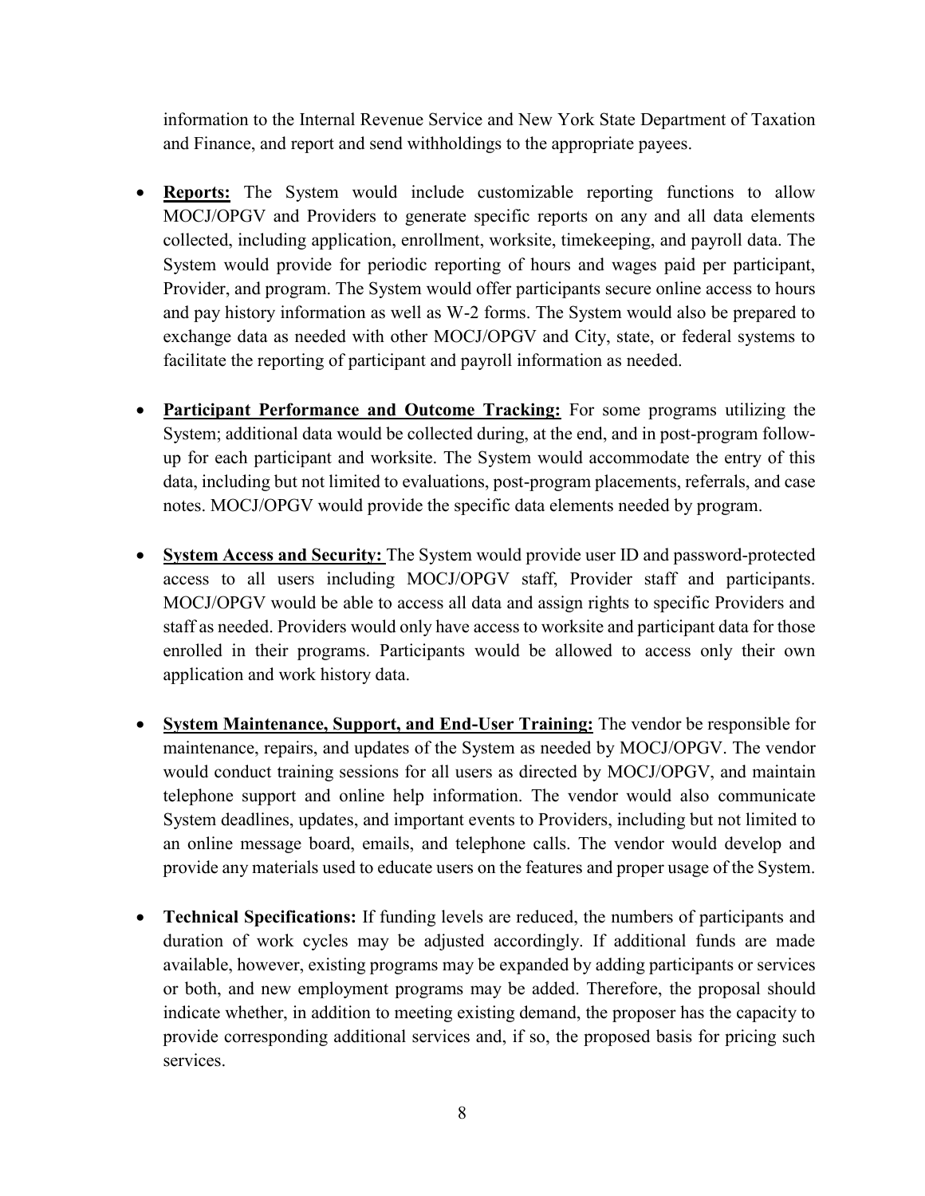information to the Internal Revenue Service and New York State Department of Taxation and Finance, and report and send withholdings to the appropriate payees.

- **Reports:** The System would include customizable reporting functions to allow MOCJ/OPGV and Providers to generate specific reports on any and all data elements collected, including application, enrollment, worksite, timekeeping, and payroll data. The System would provide for periodic reporting of hours and wages paid per participant, Provider, and program. The System would offer participants secure online access to hours and pay history information as well as W-2 forms. The System would also be prepared to exchange data as needed with other MOCJ/OPGV and City, state, or federal systems to facilitate the reporting of participant and payroll information as needed.

- **Participant Performance and Outcome Tracking:** For some programs utilizing the System; additional data would be collected during, at the end, and in post-program follow-up for each participant and worksite. The System would accommodate the entry of this data, including but not limited to evaluations, post-program placements, referrals, and case notes. MOCJ/OPGV would provide the specific data elements needed by program.

- **System Access and Security:** The System would provide user ID and password-protected access to all users including MOCJ/OPGV staff, Provider staff and participants. MOCJ/OPGV would be able to access all data and assign rights to specific Providers and staff as needed. Providers would only have access to worksite and participant data for those enrolled in their programs. Participants would be allowed to access only their own application and work history data.

- **System Maintenance, Support, and End-User Training:** The vendor be responsible for maintenance, repairs, and updates of the System as needed by MOCJ/OPGV. The vendor would conduct training sessions for all users as directed by MOCJ/OPGV, and maintain telephone support and online help information. The vendor would also communicate System deadlines, updates, and important events to Providers, including but not limited to an online message board, emails, and telephone calls. The vendor would develop and provide any materials used to educate users on the features and proper usage of the System.

- **Technical Specifications:** If funding levels are reduced, the numbers of participants and duration of work cycles may be adjusted accordingly. If additional funds are made available, however, existing programs may be expanded by adding participants or services or both, and new employment programs may be added. Therefore, the proposal should indicate whether, in addition to meeting existing demand, the proposer has the capacity to provide corresponding additional services and, if so, the proposed basis for pricing such services.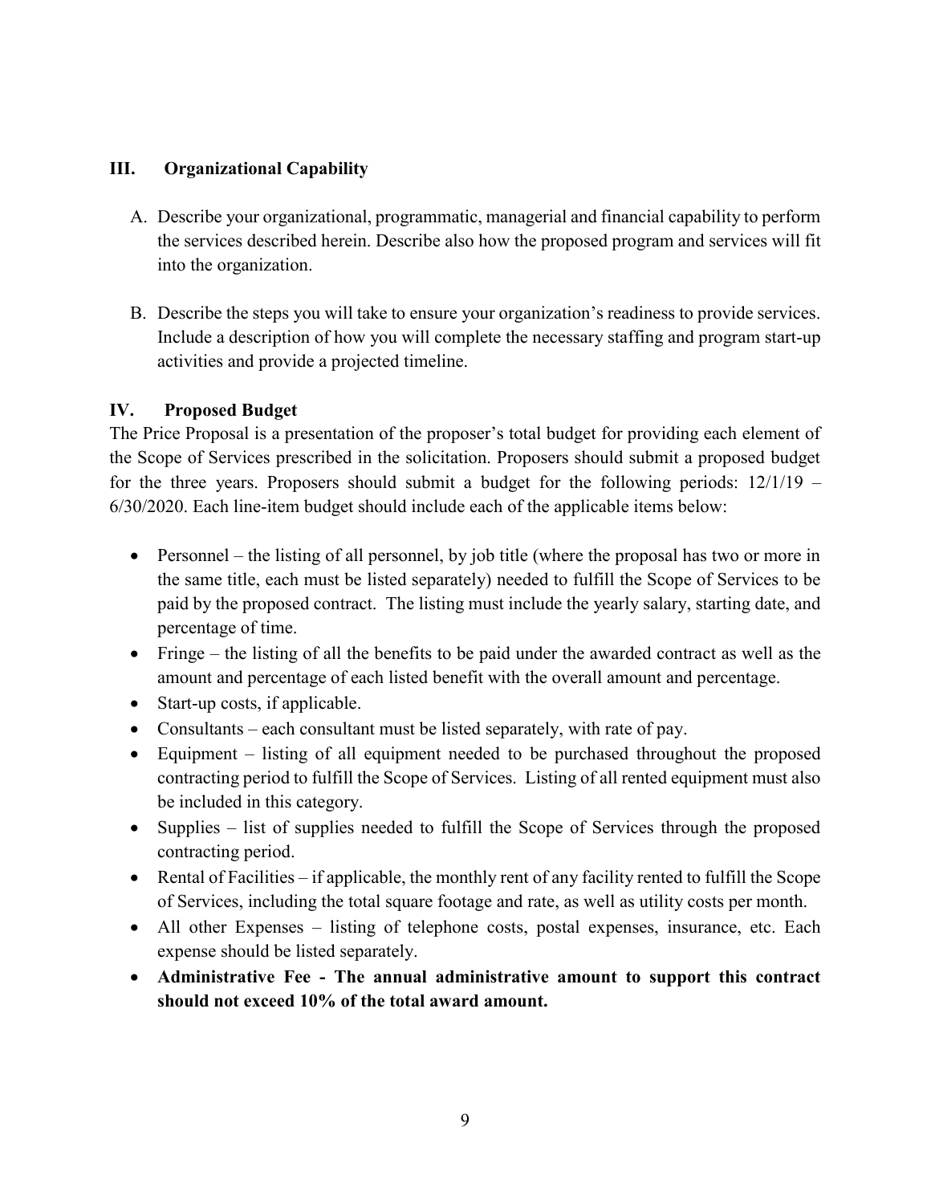## III. Organizational Capability

A. Describe your organizational, programmatic, managerial and financial capability to perform the services described herein. Describe also how the proposed program and services will fit into the organization.

B. Describe the steps you will take to ensure your organization's readiness to provide services. Include a description of how you will complete the necessary staffing and program start-up activities and provide a projected timeline.

## IV. Proposed Budget

The Price Proposal is a presentation of the proposer's total budget for providing each element of the Scope of Services prescribed in the solicitation. Proposers should submit a proposed budget for the three years. Proposers should submit a budget for the following periods: 12/1/19 – 6/30/2020. Each line-item budget should include each of the applicable items below:

- Personnel – the listing of all personnel, by job title (where the proposal has two or more in the same title, each must be listed separately) needed to fulfill the Scope of Services to be paid by the proposed contract. The listing must include the yearly salary, starting date, and percentage of time.
- Fringe – the listing of all the benefits to be paid under the awarded contract as well as the amount and percentage of each listed benefit with the overall amount and percentage.
- Start-up costs, if applicable.
- Consultants – each consultant must be listed separately, with rate of pay.
- Equipment – listing of all equipment needed to be purchased throughout the proposed contracting period to fulfill the Scope of Services. Listing of all rented equipment must also be included in this category.
- Supplies – list of supplies needed to fulfill the Scope of Services through the proposed contracting period.
- Rental of Facilities – if applicable, the monthly rent of any facility rented to fulfill the Scope of Services, including the total square footage and rate, as well as utility costs per month.
- All other Expenses – listing of telephone costs, postal expenses, insurance, etc. Each expense should be listed separately.
- **Administrative Fee - The annual administrative amount to support this contract should not exceed 10% of the total award amount.**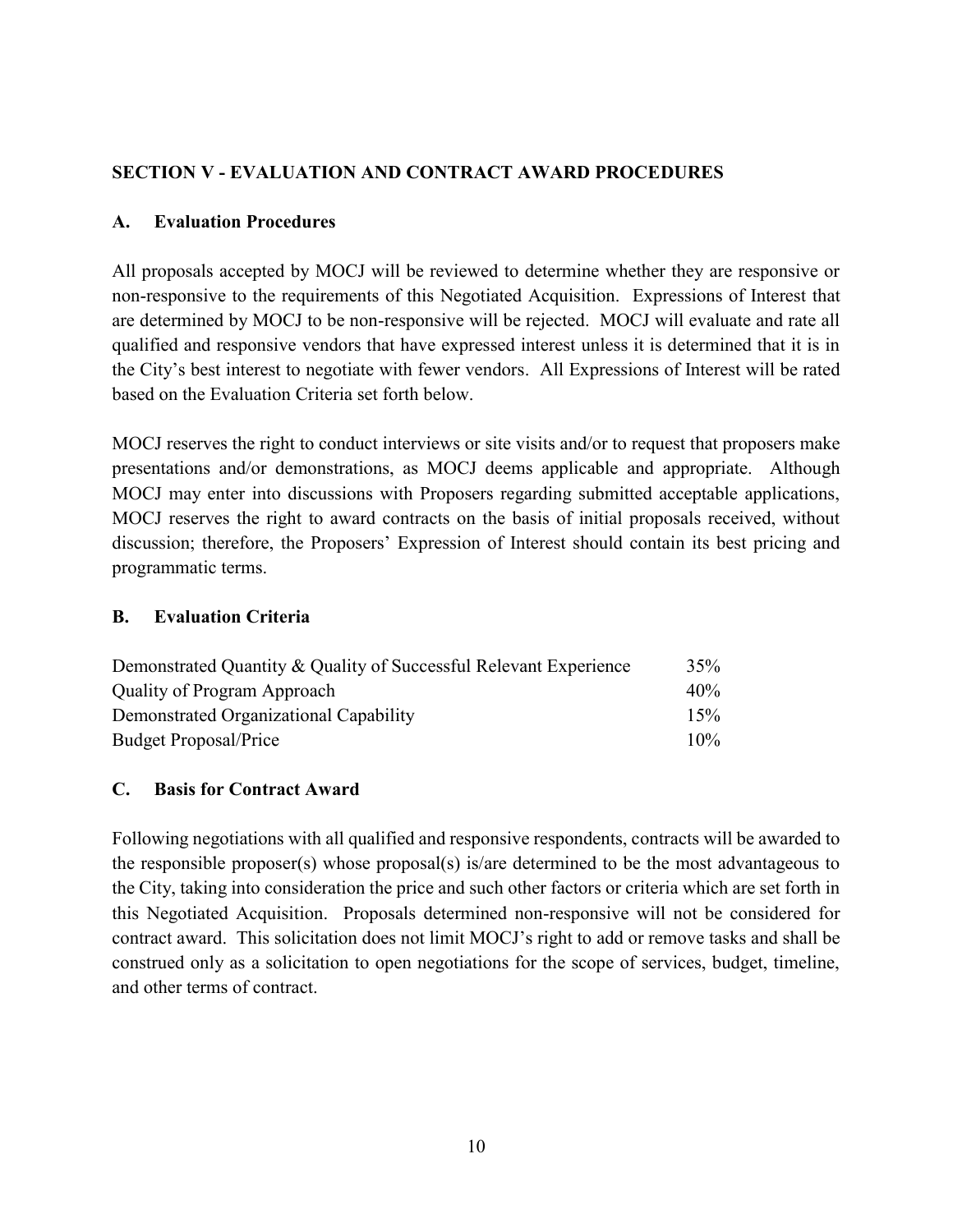## SECTION V - EVALUATION AND CONTRACT AWARD PROCEDURES

### A. Evaluation Procedures

All proposals accepted by MOCJ will be reviewed to determine whether they are responsive or non-responsive to the requirements of this Negotiated Acquisition. Expressions of Interest that are determined by MOCJ to be non-responsive will be rejected. MOCJ will evaluate and rate all qualified and responsive vendors that have expressed interest unless it is determined that it is in the City's best interest to negotiate with fewer vendors. All Expressions of Interest will be rated based on the Evaluation Criteria set forth below.

MOCJ reserves the right to conduct interviews or site visits and/or to request that proposers make presentations and/or demonstrations, as MOCJ deems applicable and appropriate. Although MOCJ may enter into discussions with Proposers regarding submitted acceptable applications, MOCJ reserves the right to award contracts on the basis of initial proposals received, without discussion; therefore, the Proposers' Expression of Interest should contain its best pricing and programmatic terms.

### B. Evaluation Criteria

| Criteria | Weight |
|---|---|
| Demonstrated Quantity & Quality of Successful Relevant Experience | 35% |
| Quality of Program Approach | 40% |
| Demonstrated Organizational Capability | 15% |
| Budget Proposal/Price | 10% |

### C. Basis for Contract Award

Following negotiations with all qualified and responsive respondents, contracts will be awarded to the responsible proposer(s) whose proposal(s) is/are determined to be the most advantageous to the City, taking into consideration the price and such other factors or criteria which are set forth in this Negotiated Acquisition. Proposals determined non-responsive will not be considered for contract award. This solicitation does not limit MOCJ's right to add or remove tasks and shall be construed only as a solicitation to open negotiations for the scope of services, budget, timeline, and other terms of contract.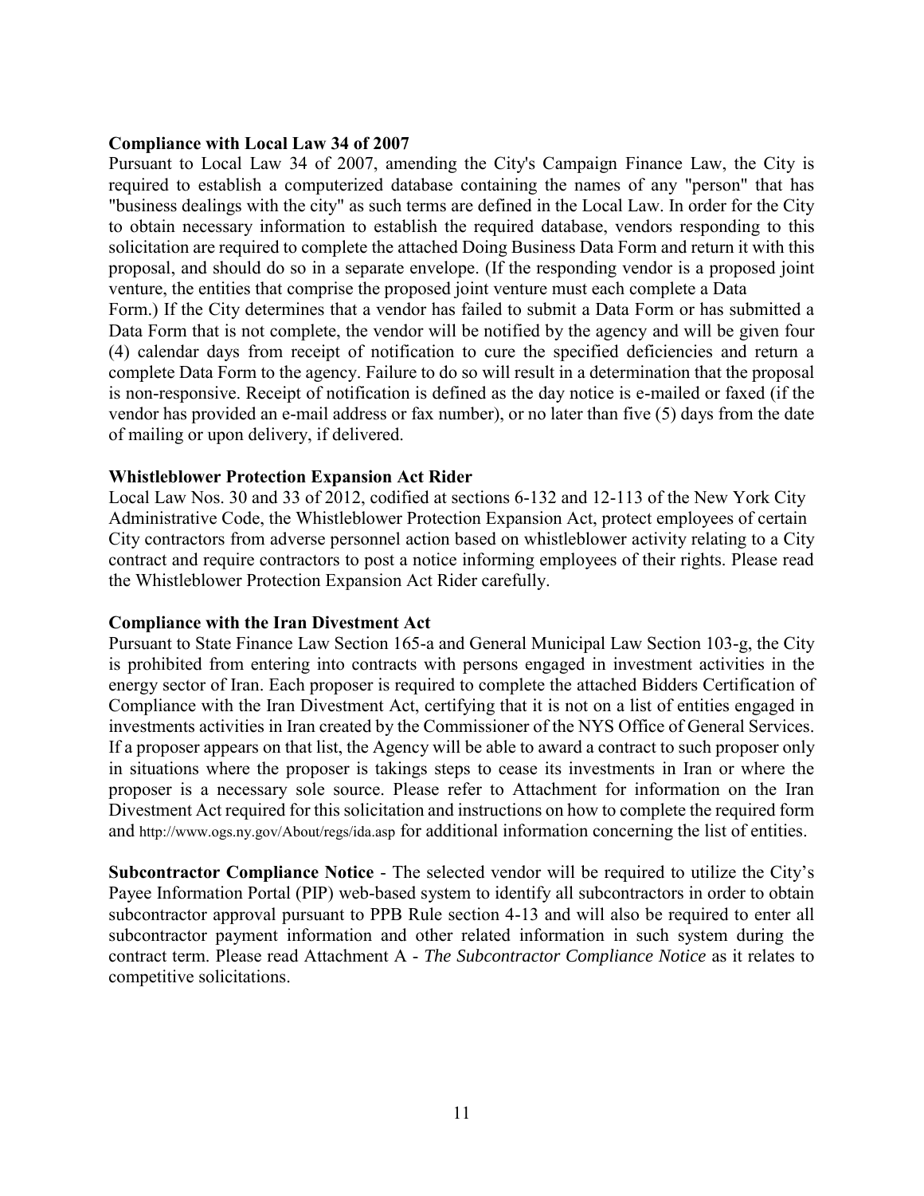**Compliance with Local Law 34 of 2007**

Pursuant to Local Law 34 of 2007, amending the City's Campaign Finance Law, the City is required to establish a computerized database containing the names of any "person" that has "business dealings with the city" as such terms are defined in the Local Law. In order for the City to obtain necessary information to establish the required database, vendors responding to this solicitation are required to complete the attached Doing Business Data Form and return it with this proposal, and should do so in a separate envelope. (If the responding vendor is a proposed joint venture, the entities that comprise the proposed joint venture must each complete a Data Form.) If the City determines that a vendor has failed to submit a Data Form or has submitted a Data Form that is not complete, the vendor will be notified by the agency and will be given four (4) calendar days from receipt of notification to cure the specified deficiencies and return a complete Data Form to the agency. Failure to do so will result in a determination that the proposal is non-responsive. Receipt of notification is defined as the day notice is e-mailed or faxed (if the vendor has provided an e-mail address or fax number), or no later than five (5) days from the date of mailing or upon delivery, if delivered.

**Whistleblower Protection Expansion Act Rider**

Local Law Nos. 30 and 33 of 2012, codified at sections 6-132 and 12-113 of the New York City Administrative Code, the Whistleblower Protection Expansion Act, protect employees of certain City contractors from adverse personnel action based on whistleblower activity relating to a City contract and require contractors to post a notice informing employees of their rights. Please read the Whistleblower Protection Expansion Act Rider carefully.

**Compliance with the Iran Divestment Act**

Pursuant to State Finance Law Section 165-a and General Municipal Law Section 103-g, the City is prohibited from entering into contracts with persons engaged in investment activities in the energy sector of Iran. Each proposer is required to complete the attached Bidders Certification of Compliance with the Iran Divestment Act, certifying that it is not on a list of entities engaged in investments activities in Iran created by the Commissioner of the NYS Office of General Services. If a proposer appears on that list, the Agency will be able to award a contract to such proposer only in situations where the proposer is takings steps to cease its investments in Iran or where the proposer is a necessary sole source. Please refer to Attachment for information on the Iran Divestment Act required for this solicitation and instructions on how to complete the required form and http://www.ogs.ny.gov/About/regs/ida.asp for additional information concerning the list of entities.

**Subcontractor Compliance Notice** - The selected vendor will be required to utilize the City's Payee Information Portal (PIP) web-based system to identify all subcontractors in order to obtain subcontractor approval pursuant to PPB Rule section 4-13 and will also be required to enter all subcontractor payment information and other related information in such system during the contract term. Please read Attachment A - *The Subcontractor Compliance Notice* as it relates to competitive solicitations.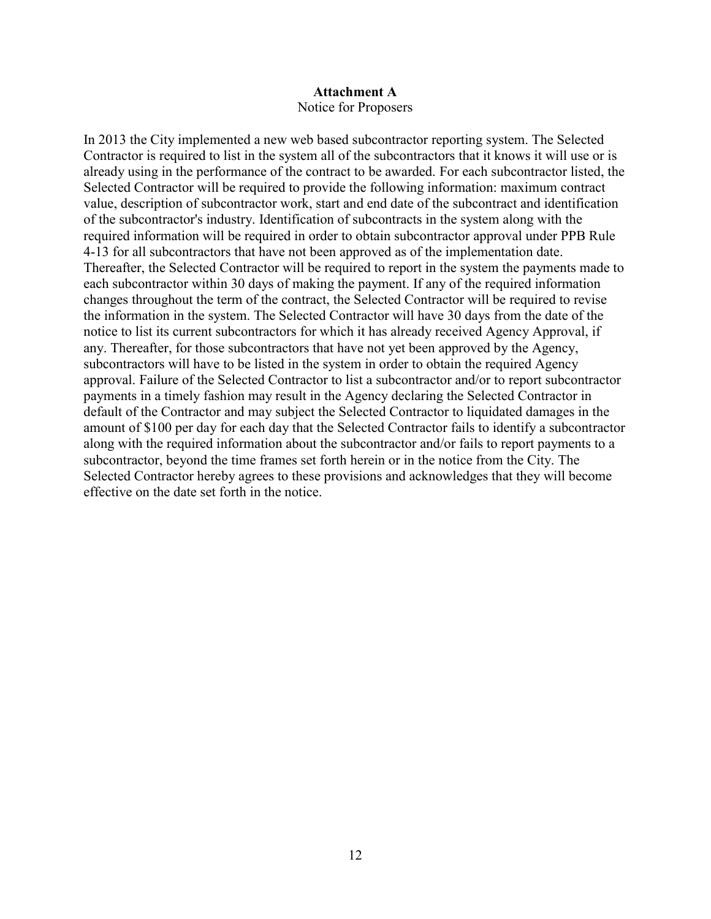**Attachment A**

Notice for Proposers

In 2013 the City implemented a new web based subcontractor reporting system. The Selected Contractor is required to list in the system all of the subcontractors that it knows it will use or is already using in the performance of the contract to be awarded. For each subcontractor listed, the Selected Contractor will be required to provide the following information: maximum contract value, description of subcontractor work, start and end date of the subcontract and identification of the subcontractor's industry. Identification of subcontracts in the system along with the required information will be required in order to obtain subcontractor approval under PPB Rule 4-13 for all subcontractors that have not been approved as of the implementation date. Thereafter, the Selected Contractor will be required to report in the system the payments made to each subcontractor within 30 days of making the payment. If any of the required information changes throughout the term of the contract, the Selected Contractor will be required to revise the information in the system. The Selected Contractor will have 30 days from the date of the notice to list its current subcontractors for which it has already received Agency Approval, if any. Thereafter, for those subcontractors that have not yet been approved by the Agency, subcontractors will have to be listed in the system in order to obtain the required Agency approval. Failure of the Selected Contractor to list a subcontractor and/or to report subcontractor payments in a timely fashion may result in the Agency declaring the Selected Contractor in default of the Contractor and may subject the Selected Contractor to liquidated damages in the amount of $100 per day for each day that the Selected Contractor fails to identify a subcontractor along with the required information about the subcontractor and/or fails to report payments to a subcontractor, beyond the time frames set forth herein or in the notice from the City. The Selected Contractor hereby agrees to these provisions and acknowledges that they will become effective on the date set forth in the notice.